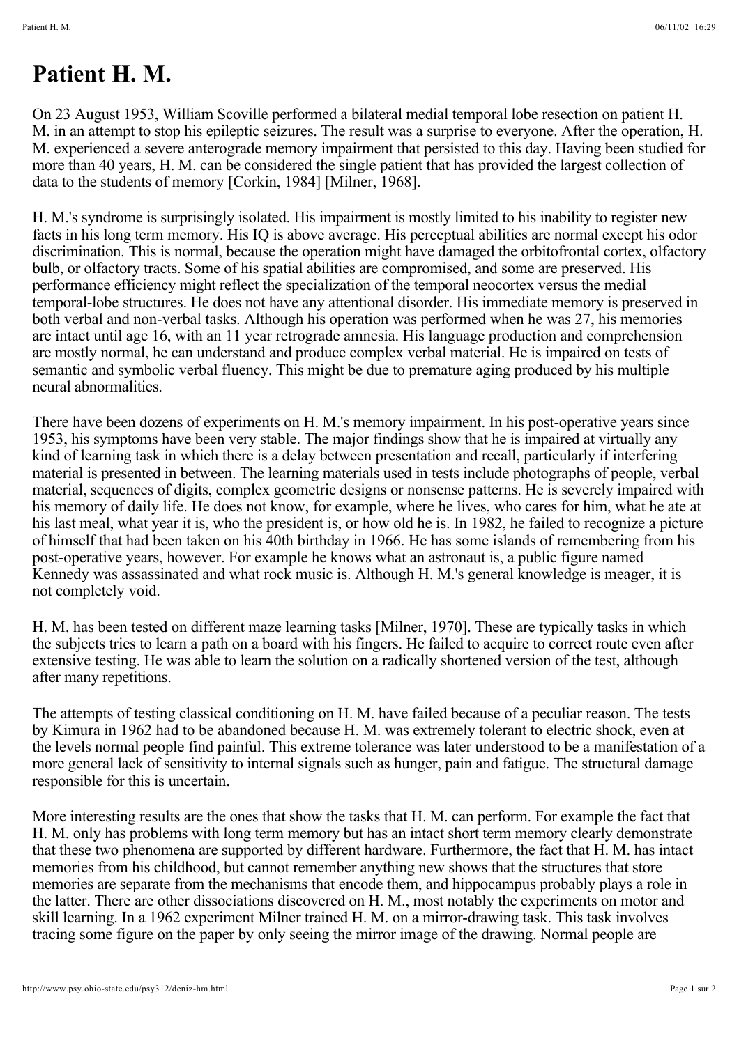# Patient H. M.

On 23 August 1953, William Scoville performed a bilateral medial temporal lobe resection on patient H. M. in an attempt to stop his epileptic seizures. The result was a surprise to everyone. After the operation, H. M. experienced a severe anterograde memory impairment that persisted to this day. Having been studied for more than 40 years, H. M. can be considered the single patient that has provided the largest collection of data to the students of memory [Corkin, 1984] [Milner, 1968].

H. M.'s syndrome is surprisingly isolated. His impairment is mostly limited to his inability to register new facts in his long term memory. His IQ is above average. His perceptual abilities are normal except his odor discrimination. This is normal, because the operation might have damaged the orbitofrontal cortex, olfactory bulb, or olfactory tracts. Some of his spatial abilities are compromised, and some are preserved. His performance efficiency might reflect the specialization of the temporal neocortex versus the medial temporal-lobe structures. He does not have any attentional disorder. His immediate memory is preserved in both verbal and non-verbal tasks. Although his operation was performed when he was 27, his memories are intact until age 16, with an 11 year retrograde amnesia. His language production and comprehension are mostly normal, he can understand and produce complex verbal material. He is impaired on tests of semantic and symbolic verbal fluency. This might be due to premature aging produced by his multiple neural abnormalities.

There have been dozens of experiments on H. M.'s memory impairment. In his post-operative years since 1953, his symptoms have been very stable. The major findings show that he is impaired at virtually any kind of learning task in which there is a delay between presentation and recall, particularly if interfering material is presented in between. The learning materials used in tests include photographs of people, verbal material, sequences of digits, complex geometric designs or nonsense patterns. He is severely impaired with his memory of daily life. He does not know, for example, where he lives, who cares for him, what he ate at his last meal, what year it is, who the president is, or how old he is. In 1982, he failed to recognize a picture of himself that had been taken on his 40th birthday in 1966. He has some islands of remembering from his post-operative years, however. For example he knows what an astronaut is, a public figure named Kennedy was assassinated and what rock music is. Although H. M.'s general knowledge is meager, it is not completely void.

H. M. has been tested on different maze learning tasks [Milner, 1970]. These are typically tasks in which the subjects tries to learn a path on a board with his fingers. He failed to acquire to correct route even after extensive testing. He was able to learn the solution on a radically shortened version of the test, although after many repetitions.

The attempts of testing classical conditioning on H. M. have failed because of a peculiar reason. The tests by Kimura in 1962 had to be abandoned because H. M. was extremely tolerant to electric shock, even at the levels normal people find painful. This extreme tolerance was later understood to be a manifestation of a more general lack of sensitivity to internal signals such as hunger, pain and fatigue. The structural damage responsible for this is uncertain.

More interesting results are the ones that show the tasks that H. M. can perform. For example the fact that H. M. only has problems with long term memory but has an intact short term memory clearly demonstrate that these two phenomena are supported by different hardware. Furthermore, the fact that H. M. has intact memories from his childhood, but cannot remember anything new shows that the structures that store memories are separate from the mechanisms that encode them, and hippocampus probably plays a role in the latter. There are other dissociations discovered on H. M., most notably the experiments on motor and skill learning. In a 1962 experiment Milner trained H. M. on a mirror-drawing task. This task involves tracing some figure on the paper by only seeing the mirror image of the drawing. Normal people are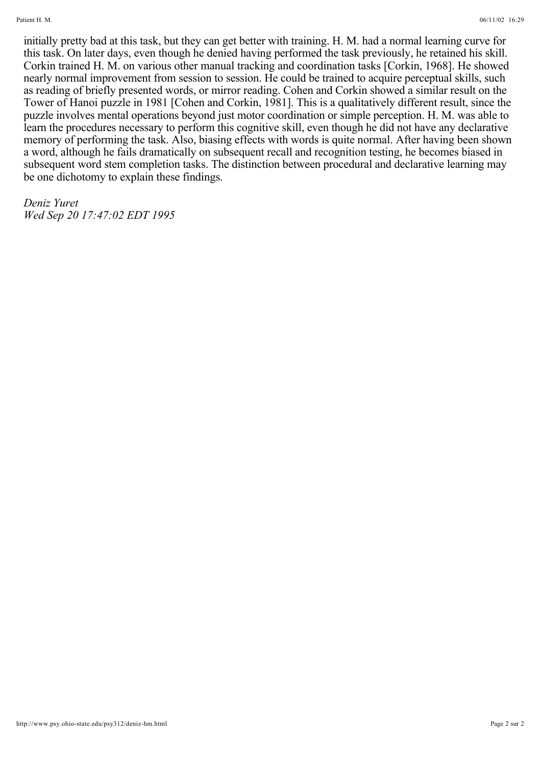initially pretty bad at this task, but they can get better with training. H. M. had a normal learning curve for this task. On later days, even though he denied having performed the task previously, he retained his skill. Corkin trained H. M. on various other manual tracking and coordination tasks [Corkin, 1968]. He showed nearly normal improvement from session to session. He could be trained to acquire perceptual skills, such as reading of briefly presented words, or mirror reading. Cohen and Corkin showed a similar result on the Tower of Hanoi puzzle in 1981 [Cohen and Corkin, 1981]. This is a qualitatively different result, since the puzzle involves mental operations beyond just motor coordination or simple perception. H. M. was able to learn the procedures necessary to perform this cognitive skill, even though he did not have any declarative memory of performing the task. Also, biasing effects with words is quite normal. After having been shown a word, although he fails dramatically on subsequent recall and recognition testing, he becomes biased in subsequent word stem completion tasks. The distinction between procedural and declarative learning may be one dichotomy to explain these findings.

*Deniz Yuret*
*Wed Sep 20 17:47:02 EDT 1995*